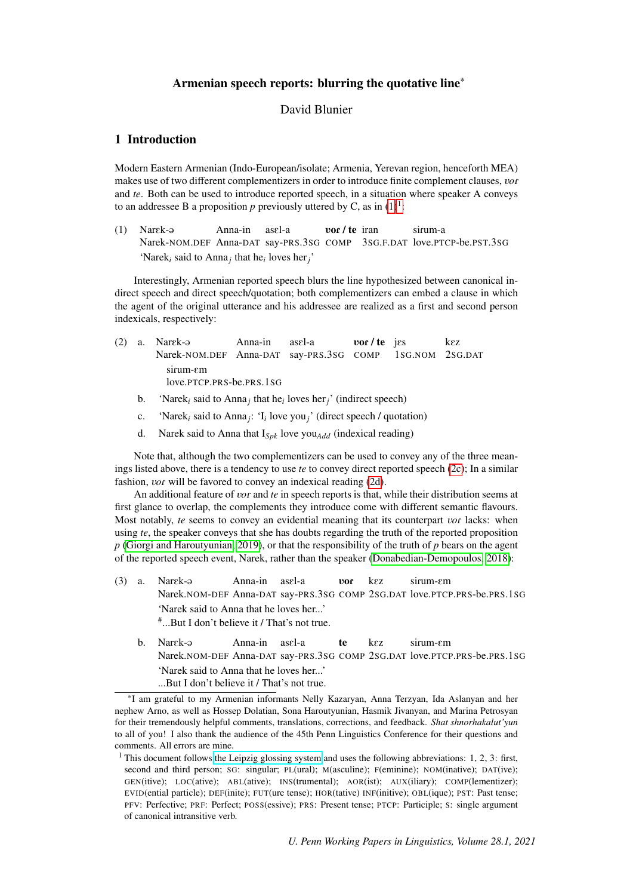# Armenian speech reports: blurring the quotative line*

David Blunier

## 1 Introduction

Modern Eastern Armenian (Indo-European/isolate; Armenia, Yerevan region, henceforth MEA) makes use of two different complementizers in order to introduce finite complement clauses, *vor* and *te*. Both can be used to introduce reported speech, in a situation where speaker A conveys to an addressee B a proposition *p* previously uttered by C, as in (1)[1]:

(1) Narɛk-ə Anna-in asɛl-a **vor / te** iran sirum-a
Narek-NOM.DEF Anna-DAT say-PRS.3SG COMP 3SG.F.DAT love.PTCP-be.PST.3SG
'Narek$_i$ said to Anna$_j$ that he$_i$ loves her$_j$'

Interestingly, Armenian reported speech blurs the line hypothesized between canonical indirect speech and direct speech/quotation; both complementizers can embed a clause in which the agent of the original utterance and his addressee are realized as a first and second person indexicals, respectively:

(2) a. Narɛk-ə Anna-in asɛl-a **vor / te** jɛs kɛz sirum-ɛm
Narek-NOM.DEF Anna-DAT say-PRS.3SG COMP 1SG.NOM 2SG.DAT love.PTCP.PRS-be.PRS.1SG

b. 'Narek$_i$ said to Anna$_j$ that he$_i$ loves her$_j$' (indirect speech)

c. 'Narek$_i$ said to Anna$_j$: 'I$_i$ love you$_j$' (direct speech / quotation)

d. Narek said to Anna that I$_{Spk}$ love you$_{Add}$ (indexical reading)

Note that, although the two complementizers can be used to convey any of the three meanings listed above, there is a tendency to use *te* to convey direct reported speech (2c); In a similar fashion, *vor* will be favored to convey an indexical reading (2d).

An additional feature of *vor* and *te* in speech reports is that, while their distribution seems at first glance to overlap, the complements they introduce come with different semantic flavours. Most notably, *te* seems to convey an evidential meaning that its counterpart *vor* lacks: when using *te*, the speaker conveys that she has doubts regarding the truth of the reported proposition *p* (Giorgi and Haroutyunian, 2019), or that the responsibility of the truth of *p* bears on the agent of the reported speech event, Narek, rather than the speaker (Donabedian-Demopoulos, 2018):

(3) a. Narɛk-ə Anna-in asɛl-a **vor** kɛz sirum-ɛm
Narek.NOM-DEF Anna-DAT say-PRS.3SG COMP 2SG.DAT love.PTCP.PRS-be.PRS.1SG
'Narek said to Anna that he loves her...'
#...But I don't believe it / That's not true.

b. Narɛk-ə Anna-in asɛl-a **te** kɛz sirum-ɛm
Narek.NOM-DEF Anna-DAT say-PRS.3SG COMP 2SG.DAT love.PTCP.PRS-be.PRS.1SG
'Narek said to Anna that he loves her...'
...But I don't believe it / That's not true.

*I am grateful to my Armenian informants Nelly Kazaryan, Anna Terzyan, Ida Aslanyan and her nephew Arno, as well as Hossep Dolatian, Sona Haroutyunian, Hasmik Jivanyan, and Marina Petrosyan for their tremendously helpful comments, translations, corrections, and feedback. *Shat shnorhakalut'yun* to all of you! I also thank the audience of the 45th Penn Linguistics Conference for their questions and comments. All errors are mine.

[1] This document follows the Leipzig glossing system and uses the following abbreviations: 1, 2, 3: first, second and third person; SG: singular; PL(ural); M(asculine); F(eminine); NOM(inative); DAT(ive); GEN(itive); LOC(ative); ABL(ative); INS(trumental); AOR(ist); AUX(iliary); COMP(lementizer); EVID(ential particle); DEF(inite); FUT(ure tense); HOR(tative) INF(initive); OBL(ique); PST: Past tense; PFV: Perfective; PRF: Perfect; POSS(essive); PRS: Present tense; PTCP: Participle; S: single argument of canonical intransitive verb.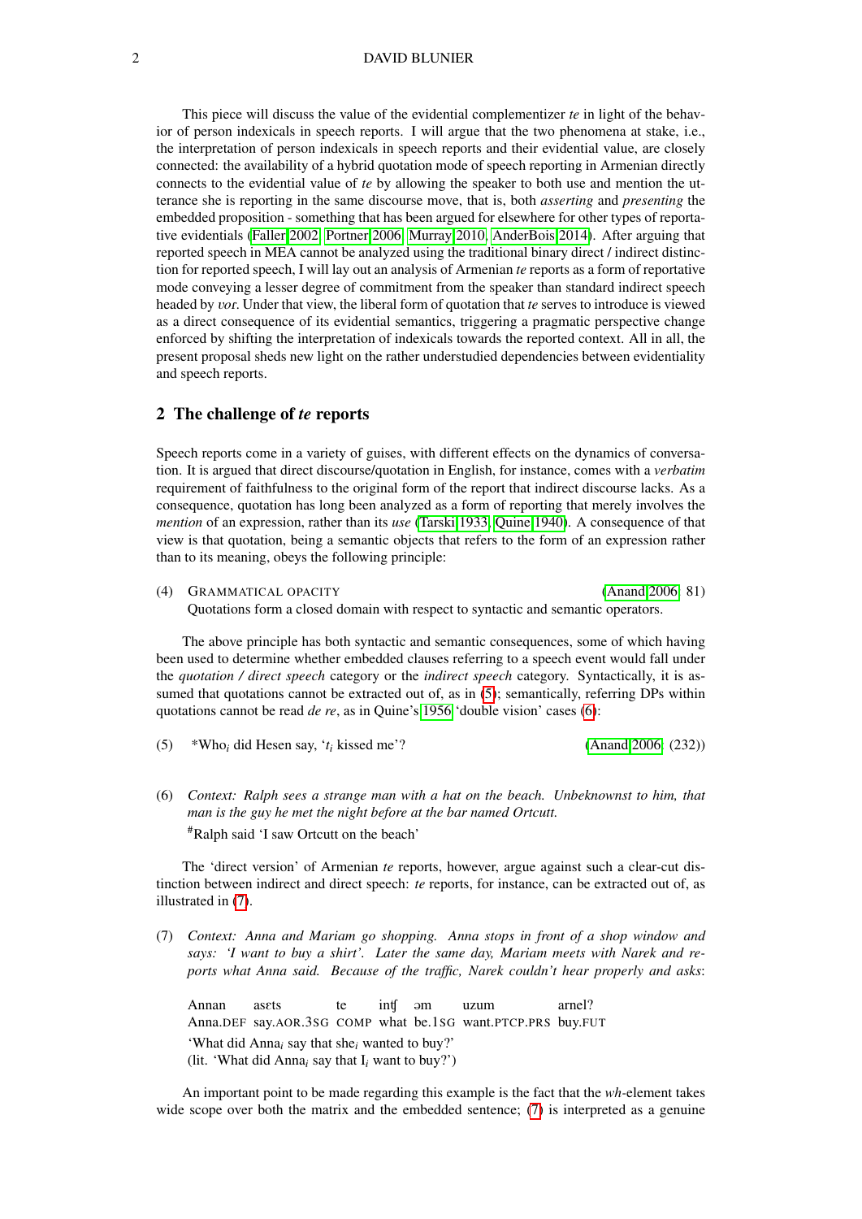This piece will discuss the value of the evidential complementizer *te* in light of the behavior of person indexicals in speech reports. I will argue that the two phenomena at stake, i.e., the interpretation of person indexicals in speech reports and their evidential value, are closely connected: the availability of a hybrid quotation mode of speech reporting in Armenian directly connects to the evidential value of *te* by allowing the speaker to both use and mention the utterance she is reporting in the same discourse move, that is, both *asserting* and *presenting* the embedded proposition - something that has been argued for elsewhere for other types of reportative evidentials (Faller 2002; Portner 2006; Murray 2010; AnderBois 2014). After arguing that reported speech in MEA cannot be analyzed using the traditional binary direct / indirect distinction for reported speech, I will lay out an analysis of Armenian *te* reports as a form of reportative mode conveying a lesser degree of commitment from the speaker than standard indirect speech headed by *vor*. Under that view, the liberal form of quotation that *te* serves to introduce is viewed as a direct consequence of its evidential semantics, triggering a pragmatic perspective change enforced by shifting the interpretation of indexicals towards the reported context. All in all, the present proposal sheds new light on the rather understudied dependencies between evidentiality and speech reports.

## 2 The challenge of *te* reports

Speech reports come in a variety of guises, with different effects on the dynamics of conversation. It is argued that direct discourse/quotation in English, for instance, comes with a *verbatim* requirement of faithfulness to the original form of the report that indirect discourse lacks. As a consequence, quotation has long been analyzed as a form of reporting that merely involves the *mention* of an expression, rather than its *use* (Tarski 1933; Quine 1940). A consequence of that view is that quotation, being a semantic objects that refers to the form of an expression rather than to its meaning, obeys the following principle:

(4) GRAMMATICAL OPACITY (Anand 2006: 81)
Quotations form a closed domain with respect to syntactic and semantic operators.

The above principle has both syntactic and semantic consequences, some of which having been used to determine whether embedded clauses referring to a speech event would fall under the *quotation / direct speech* category or the *indirect speech* category. Syntactically, it is assumed that quotations cannot be extracted out of, as in (5); semantically, referring DPs within quotations cannot be read *de re*, as in Quine's 1956 'double vision' cases (6):

(5) *Who$_i$ did Hesen say, '$t_i$ kissed me'? (Anand 2006: (232))

(6) *Context: Ralph sees a strange man with a hat on the beach. Unbeknownst to him, that man is the guy he met the night before at the bar named Ortcutt.*
$^{\#}$Ralph said 'I saw Ortcutt on the beach'

The 'direct version' of Armenian *te* reports, however, argue against such a clear-cut distinction between indirect and direct speech: *te* reports, for instance, can be extracted out of, as illustrated in (7).

(7) *Context: Anna and Mariam go shopping. Anna stops in front of a shop window and says: 'I want to buy a shirt'. Later the same day, Mariam meets with Narek and reports what Anna said. Because of the traffic, Narek couldn't hear properly and asks*:

| Annan | asɛts | te | intʃ | əm | uzum | arnel? |
|---|---|---|---|---|---|---|
| Anna.DEF | say.AOR.3SG | COMP | what | be.1SG | want.PTCP.PRS | buy.FUT |

'What did Anna$_i$ say that she$_i$ wanted to buy?'
(lit. 'What did Anna$_i$ say that I$_i$ want to buy?')

An important point to be made regarding this example is the fact that the *wh*-element takes wide scope over both the matrix and the embedded sentence; (7) is interpreted as a genuine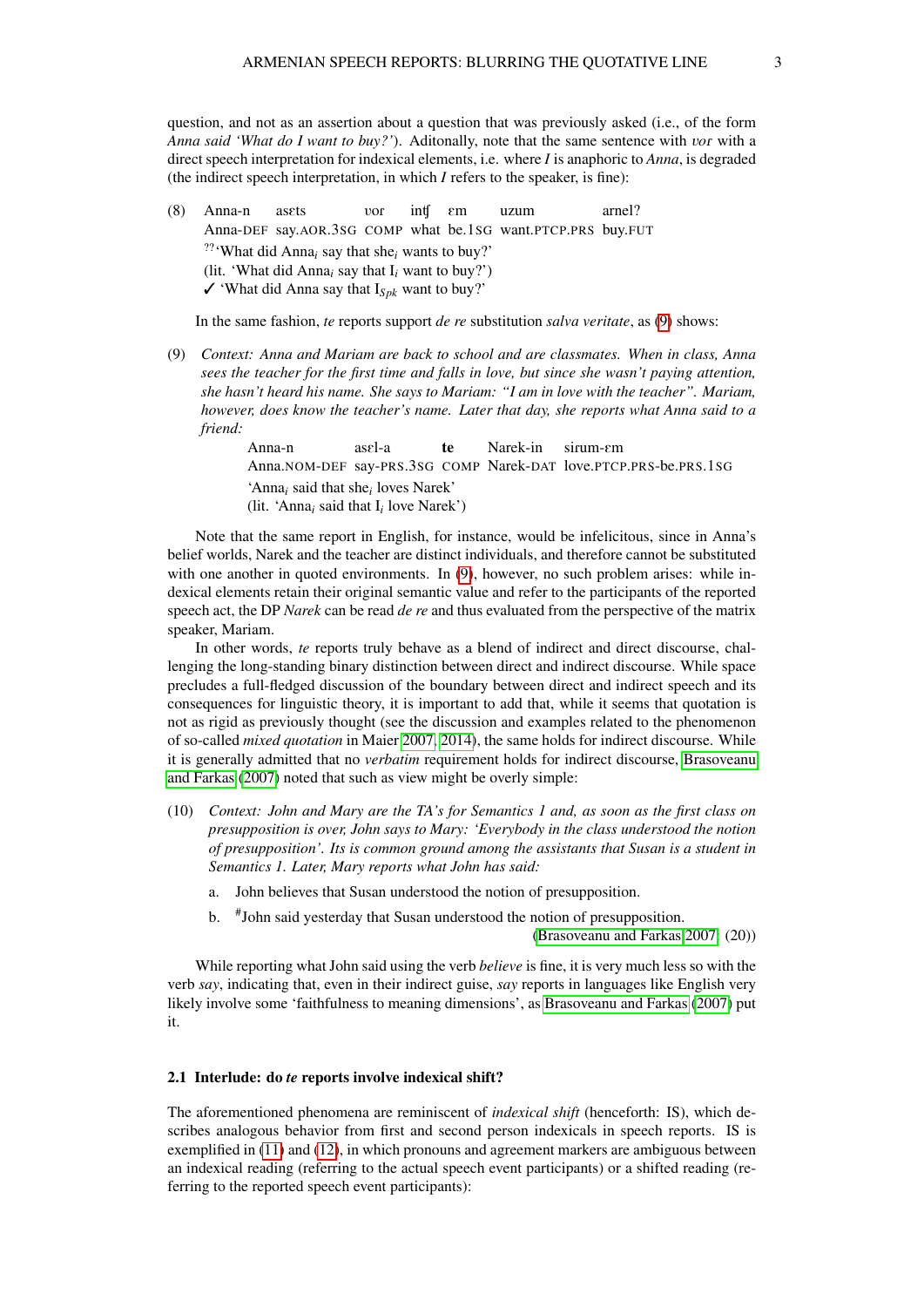question, and not as an assertion about a question that was previously asked (i.e., of the form *Anna said 'What do I want to buy?'*). Aditonally, note that the same sentence with *vor* with a direct speech interpretation for indexical elements, i.e. where *I* is anaphoric to *Anna*, is degraded (the indirect speech interpretation, in which *I* refers to the speaker, is fine):

(8) Anna-n asɛts vor intʃ ɛm uzum arnel?
Anna-DEF say.AOR.3SG COMP what be.1SG want.PTCP.PRS buy.FUT
??'What did Anna$_i$ say that she$_i$ wants to buy?'
(lit. 'What did Anna$_i$ say that I$_i$ want to buy?')
✓ 'What did Anna say that I$_{Spk}$ want to buy?'

In the same fashion, *te* reports support *de re* substitution *salva veritate*, as (9) shows:

(9) *Context: Anna and Mariam are back to school and are classmates. When in class, Anna sees the teacher for the first time and falls in love, but since she wasn't paying attention, she hasn't heard his name. She says to Mariam: "I am in love with the teacher". Mariam, however, does know the teacher's name. Later that day, she reports what Anna said to a friend:*
Anna-n asɛl-a **te** Narek-in sirum-ɛm
Anna.NOM-DEF say-PRS.3SG COMP Narek-DAT love.PTCP.PRS-be.PRS.1SG
'Anna$_i$ said that she$_i$ loves Narek'
(lit. 'Anna$_i$ said that I$_i$ love Narek')

Note that the same report in English, for instance, would be infelicitous, since in Anna's belief worlds, Narek and the teacher are distinct individuals, and therefore cannot be substituted with one another in quoted environments. In (9), however, no such problem arises: while indexical elements retain their original semantic value and refer to the participants of the reported speech act, the DP *Narek* can be read *de re* and thus evaluated from the perspective of the matrix speaker, Mariam.

In other words, *te* reports truly behave as a blend of indirect and direct discourse, challenging the long-standing binary distinction between direct and indirect discourse. While space precludes a full-fledged discussion of the boundary between direct and indirect speech and its consequences for linguistic theory, it is important to add that, while it seems that quotation is not as rigid as previously thought (see the discussion and examples related to the phenomenon of so-called *mixed quotation* in Maier 2007, 2014), the same holds for indirect discourse. While it is generally admitted that no *verbatim* requirement holds for indirect discourse, Brasoveanu and Farkas (2007) noted that such as view might be overly simple:

(10) *Context: John and Mary are the TA's for Semantics 1 and, as soon as the first class on presupposition is over, John says to Mary: 'Everybody in the class understood the notion of presupposition'. Its is common ground among the assistants that Susan is a student in Semantics 1. Later, Mary reports what John has said:*

a. John believes that Susan understood the notion of presupposition.

b. #John said yesterday that Susan understood the notion of presupposition.

(Brasoveanu and Farkas 2007: (20))

While reporting what John said using the verb *believe* is fine, it is very much less so with the verb *say*, indicating that, even in their indirect guise, *say* reports in languages like English very likely involve some 'faithfulness to meaning dimensions', as Brasoveanu and Farkas (2007) put it.

### 2.1 Interlude: do *te* reports involve indexical shift?

The aforementioned phenomena are reminiscent of *indexical shift* (henceforth: IS), which describes analogous behavior from first and second person indexicals in speech reports. IS is exemplified in (11) and (12), in which pronouns and agreement markers are ambiguous between an indexical reading (referring to the actual speech event participants) or a shifted reading (referring to the reported speech event participants):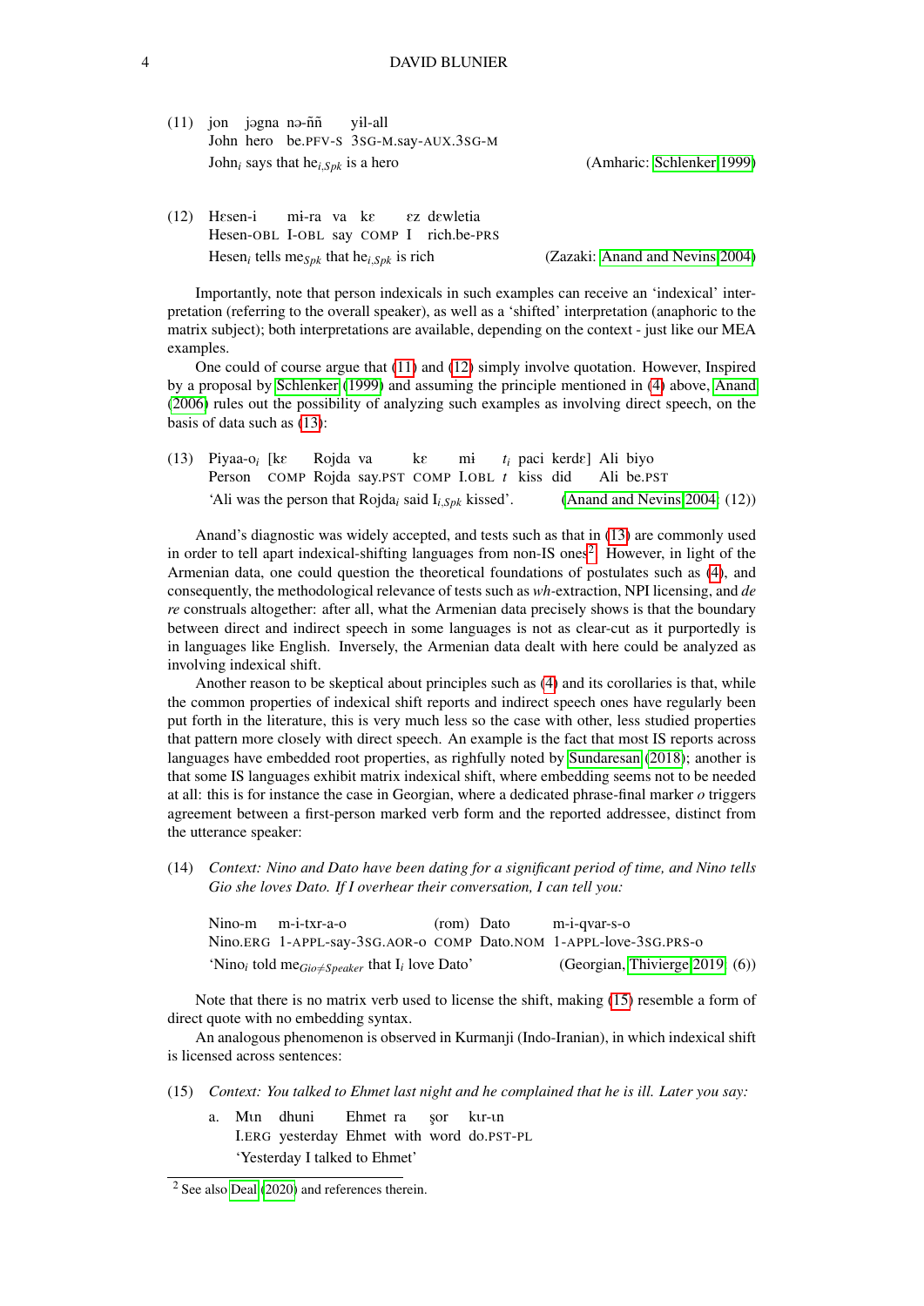(11) jon jəgna nə-ññ yɨl-all
John hero be.PFV-S 3SG-M.say-AUX.3SG-M
John$_i$ says that he$_{i,Spk}$ is a hero (Amharic: Schlenker 1999)

(12) Hɛsen-i mi-ra va kɛ ɛz dɛwletia
Hesen-OBL I-OBL say COMP I rich.be-PRS
Hesen$_i$ tells me$_{Spk}$ that he$_{i,Spk}$ is rich (Zazaki: Anand and Nevins 2004)

Importantly, note that person indexicals in such examples can receive an 'indexical' interpretation (referring to the overall speaker), as well as a 'shifted' interpretation (anaphoric to the matrix subject); both interpretations are available, depending on the context - just like our MEA examples.

One could of course argue that (11) and (12) simply involve quotation. However, Inspired by a proposal by Schlenker (1999) and assuming the principle mentioned in (4) above, Anand (2006) rules out the possibility of analyzing such examples as involving direct speech, on the basis of data such as (13):

(13) Piyaa-o$_i$ [kɛ Rojda va kɛ mɨ $t_i$ paci kerdɛ] Ali biyo
Person COMP Rojda say.PST COMP I.OBL $t$ kiss did Ali be.PST
'Ali was the person that Rojda$_i$ said I$_{i,Spk}$ kissed'. (Anand and Nevins 2004: (12))

Anand's diagnostic was widely accepted, and tests such as that in (13) are commonly used in order to tell apart indexical-shifting languages from non-IS ones[2]. However, in light of the Armenian data, one could question the theoretical foundations of postulates such as (4), and consequently, the methodological relevance of tests such as *wh*-extraction, NPI licensing, and *de re* construals altogether: after all, what the Armenian data precisely shows is that the boundary between direct and indirect speech in some languages is not as clear-cut as it purportedly is in languages like English. Inversely, the Armenian data dealt with here could be analyzed as involving indexical shift.

Another reason to be skeptical about principles such as (4) and its corollaries is that, while the common properties of indexical shift reports and indirect speech ones have regularly been put forth in the literature, this is very much less so the case with other, less studied properties that pattern more closely with direct speech. An example is the fact that most IS reports across languages have embedded root properties, as rightfully noted by Sundaresan (2018); another is that some IS languages exhibit matrix indexical shift, where embedding seems not to be needed at all: this is for instance the case in Georgian, where a dedicated phrase-final marker *o* triggers agreement between a first-person marked verb form and the reported addressee, distinct from the utterance speaker:

(14) *Context: Nino and Dato have been dating for a significant period of time, and Nino tells Gio she loves Dato. If I overhear their conversation, I can tell you:*

Nino-m m-i-txr-a-o (rom) Dato m-i-qvar-s-o
Nino.ERG 1-APPL-say-3SG.AOR-O COMP Dato.NOM 1-APPL-love-3SG.PRS-O
'Nino$_i$ told me$_{Gio \neq Speaker}$ that I$_i$ love Dato' (Georgian, Thivierge 2019: (6))

Note that there is no matrix verb used to license the shift, making (15) resemble a form of direct quote with no embedding syntax.

An analogous phenomenon is observed in Kurmanji (Indo-Iranian), in which indexical shift is licensed across sentences:

(15) *Context: You talked to Ehmet last night and he complained that he is ill. Later you say:*

a. Mɪn dhuni Ehmet ra şor kɪr-ɪn
I.ERG yesterday Ehmet with word do.PST-PL
'Yesterday I talked to Ehmet'

[2] See also Deal (2020) and references therein.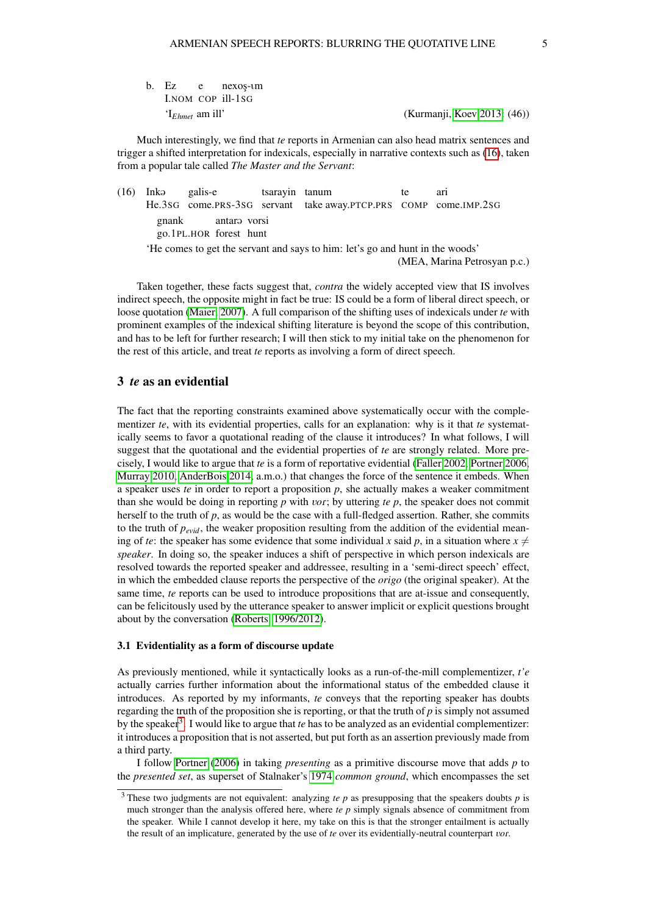b. Ez e nexoş-ɩm
   I.NOM COP ill-1SG
   'I$_{Ehmet}$ am ill' (Kurmanji, Koev 2013: (46))

Much interestingly, we find that *te* reports in Armenian can also head matrix sentences and trigger a shifted interpretation for indexicals, especially in narrative contexts such as (16), taken from a popular tale called *The Master and the Servant*:

(16) Inkə galis-e tsarayin tanum te ari
     He.3SG come.PRS-3SG servant take away.PTCP.PRS COMP come.IMP.2SG
     gnank antarə vorsi
     go.1PL.HOR forest hunt
     'He comes to get the servant and says to him: let's go and hunt in the woods'
     (MEA, Marina Petrosyan p.c.)

Taken together, these facts suggest that, *contra* the widely accepted view that IS involves indirect speech, the opposite might in fact be true: IS could be a form of liberal direct speech, or loose quotation (Maier 2007). A full comparison of the shifting uses of indexicals under *te* with prominent examples of the indexical shifting literature is beyond the scope of this contribution, and has to be left for further research; I will then stick to my initial take on the phenomenon for the rest of this article, and treat *te* reports as involving a form of direct speech.

## 3 *te* as an evidential

The fact that the reporting constraints examined above systematically occur with the complementizer *te*, with its evidential properties, calls for an explanation: why is it that *te* systematically seems to favor a quotational reading of the clause it introduces? In what follows, I will suggest that the quotational and the evidential properties of *te* are strongly related. More precisely, I would like to argue that *te* is a form of reportative evidential (Faller 2002, Portner 2006, Murray 2010, AnderBois 2014, a.m.o.) that changes the force of the sentence it embeds. When a speaker uses *te* in order to report a proposition *p*, she actually makes a weaker commitment than she would be doing in reporting *p* with *vor*; by uttering *te p*, the speaker does not commit herself to the truth of *p*, as would be the case with a full-fledged assertion. Rather, she commits to the truth of $p_{evid}$, the weaker proposition resulting from the addition of the evidential meaning of *te*: the speaker has some evidence that some individual *x* said *p*, in a situation where $x \neq$ *speaker*. In doing so, the speaker induces a shift of perspective in which person indexicals are resolved towards the reported speaker and addressee, resulting in a 'semi-direct speech' effect, in which the embedded clause reports the perspective of the *origo* (the original speaker). At the same time, *te* reports can be used to introduce propositions that are at-issue and consequently, can be felicitously used by the utterance speaker to answer implicit or explicit questions brought about by the conversation (Roberts 1996/2012).

### 3.1 Evidentiality as a form of discourse update

As previously mentioned, while it syntactically looks as a run-of-the-mill complementizer, *t'e* actually carries further information about the informational status of the embedded clause it introduces. As reported by my informants, *te* conveys that the reporting speaker has doubts regarding the truth of the proposition she is reporting, or that the truth of *p* is simply not assumed by the speaker[3]. I would like to argue that *te* has to be analyzed as an evidential complementizer: it introduces a proposition that is not asserted, but put forth as an assertion previously made from a third party.

I follow Portner (2006) in taking *presenting* as a primitive discourse move that adds *p* to the *presented set*, as superset of Stalnaker's 1974 *common ground*, which encompasses the set

[3] These two judgments are not equivalent: analyzing *te p* as presupposing that the speakers doubts *p* is much stronger than the analysis offered here, where *te p* simply signals absence of commitment from the speaker. While I cannot develop it here, my take on this is that the stronger entailment is actually the result of an implicature, generated by the use of *te* over its evidentially-neutral counterpart *vor*.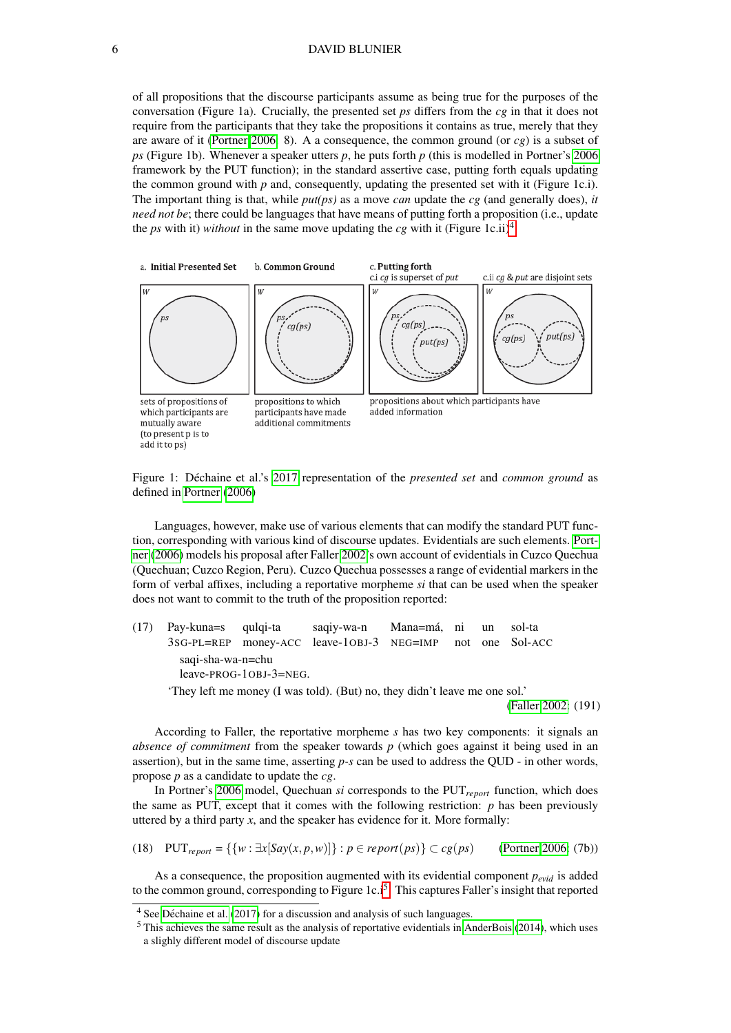of all propositions that the discourse participants assume as being true for the purposes of the conversation (Figure 1a). Crucially, the presented set *ps* differs from the *cg* in that it does not require from the participants that they take the propositions it contains as true, merely that they are aware of it (Portner 2006: 8). A a consequence, the common ground (or *cg*) is a subset of *ps* (Figure 1b). Whenever a speaker utters *p*, he puts forth *p* (this is modelled in Portner's 2006 framework by the PUT function); in the standard assertive case, putting forth equals updating the common ground with *p* and, consequently, updating the presented set with it (Figure 1c.i). The important thing is that, while *put(ps)* as a move *can* update the *cg* (and generally does), *it need not be*; there could be languages that have means of putting forth a proposition (i.e., update the *ps* with it) *without* in the same move updating the *cg* with it (Figure 1c.ii)[4].

a. Initial Presented Set — sets of propositions of which participants are mutually aware (to present p is to add it to ps)

b. Common Ground — propositions to which participants have made additional commitments

c. Putting forth — c.i *cg* is superset of *put*; c.ii *cg* & *put* are disjoint sets — propositions about which participants have added information

Figure 1: Déchaine et al.'s 2017 representation of the *presented set* and *common ground* as defined in Portner (2006)

Languages, however, make use of various elements that can modify the standard PUT function, corresponding with various kind of discourse updates. Evidentials are such elements. Portner (2006) models his proposal after Faller 2002's own account of evidentials in Cuzco Quechua (Quechuan; Cuzco Region, Peru). Cuzco Quechua possesses a range of evidential markers in the form of verbal affixes, including a reportative morpheme *si* that can be used when the speaker does not want to commit to the truth of the proposition reported:

(17) Pay-kuna=s qulqi-ta saqiy-wa-n Mana=má, ni un sol-ta
3SG-PL=REP money-ACC leave-1OBJ-3 NEG=IMP not one Sol-ACC
saqi-sha-wa-n=chu
leave-PROG-1OBJ-3=NEG.
'They left me money (I was told). (But) no, they didn't leave me one sol.'
(Faller 2002: (191)

According to Faller, the reportative morpheme *s* has two key components: it signals an *absence of commitment* from the speaker towards *p* (which goes against it being used in an assertion), but in the same time, asserting *p-s* can be used to address the QUD - in other words, propose *p* as a candidate to update the *cg*.

In Portner's 2006 model, Quechuan *si* corresponds to the $\text{PUT}_{report}$ function, which does the same as PUT, except that it comes with the following restriction: *p* has been previously uttered by a third party *x*, and the speaker has evidence for it. More formally:

(18) $\text{PUT}_{report} = \{\{w : \exists x[Say(x, p, w)]\} : p \in report(ps)\} \subset cg(ps)$ (Portner 2006: (7b))

As a consequence, the proposition augmented with its evidential component $p_{evid}$ is added to the common ground, corresponding to Figure 1c.i[5]. This captures Faller's insight that reported

[4] See Déchaine et al. (2017) for a discussion and analysis of such languages.

[5] This achieves the same result as the analysis of reportative evidentials in AnderBois (2014), which uses a slighly different model of discourse update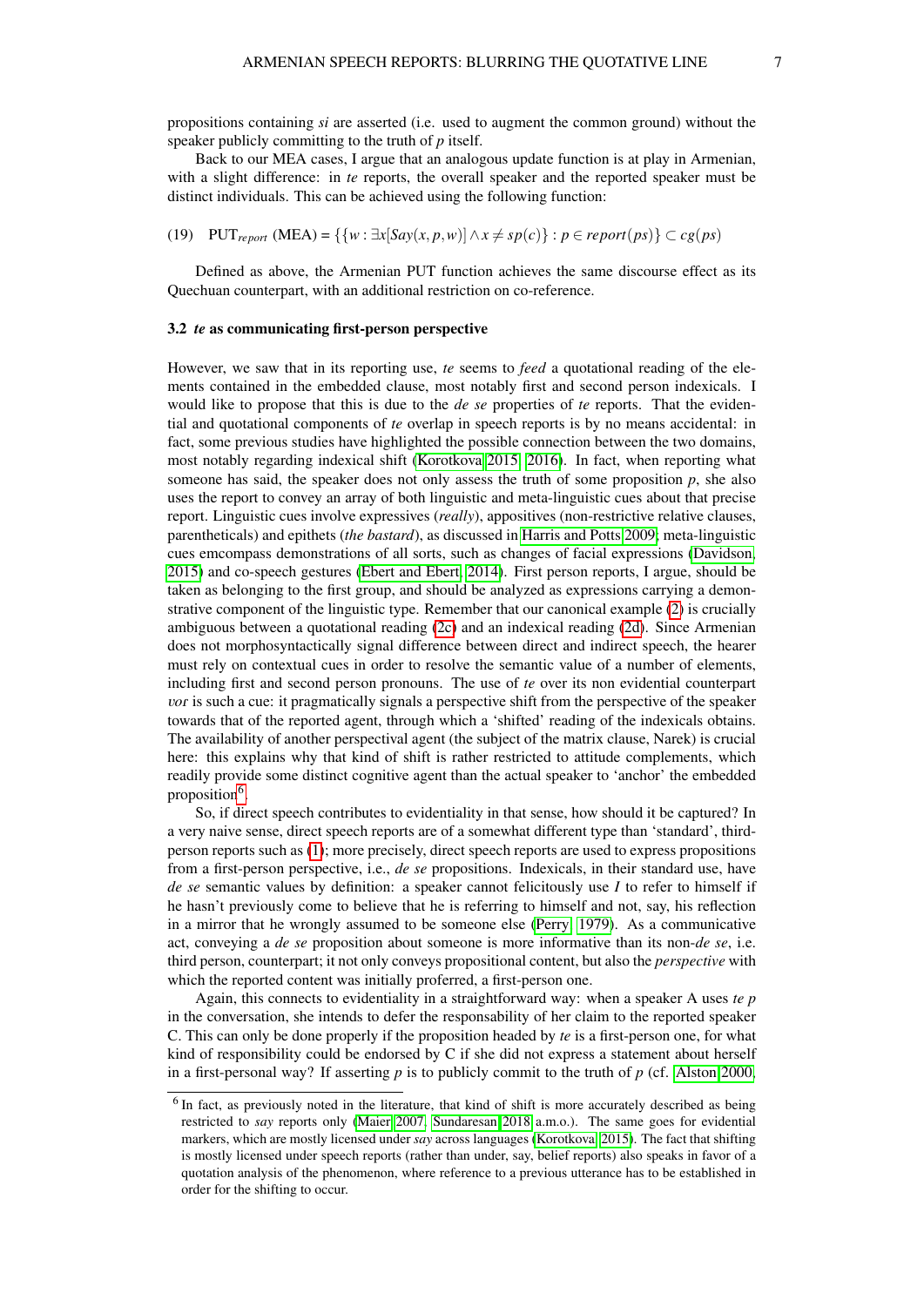propositions containing *si* are asserted (i.e. used to augment the common ground) without the speaker publicly committing to the truth of *p* itself.

Back to our MEA cases, I argue that an analogous update function is at play in Armenian, with a slight difference: in *te* reports, the overall speaker and the reported speaker must be distinct individuals. This can be achieved using the following function:

(19) $\text{PUT}_{report}\ (\text{MEA}) = \{\{w : \exists x[Say(x,p,w)] \wedge x \neq sp(c)\} : p \in report(ps)\} \subset cg(ps)$

Defined as above, the Armenian PUT function achieves the same discourse effect as its Quechuan counterpart, with an additional restriction on co-reference.

### 3.2 *te* as communicating first-person perspective

However, we saw that in its reporting use, *te* seems to *feed* a quotational reading of the elements contained in the embedded clause, most notably first and second person indexicals. I would like to propose that this is due to the *de se* properties of *te* reports. That the evidential and quotational components of *te* overlap in speech reports is by no means accidental: in fact, some previous studies have highlighted the possible connection between the two domains, most notably regarding indexical shift (Korotkova 2015, 2016). In fact, when reporting what someone has said, the speaker does not only assess the truth of some proposition *p*, she also uses the report to convey an array of both linguistic and meta-linguistic cues about that precise report. Linguistic cues involve expressives (*really*), appositives (non-restrictive relative clauses, parentheticals) and epithets (*the bastard*), as discussed in Harris and Potts 2009; meta-linguistic cues emcompass demonstrations of all sorts, such as changes of facial expressions (Davidson, 2015) and co-speech gestures (Ebert and Ebert, 2014). First person reports, I argue, should be taken as belonging to the first group, and should be analyzed as expressions carrying a demonstrative component of the linguistic type. Remember that our canonical example (2) is crucially ambiguous between a quotational reading (2c) and an indexical reading (2d). Since Armenian does not morphosyntactically signal difference between direct and indirect speech, the hearer must rely on contextual cues in order to resolve the semantic value of a number of elements, including first and second person pronouns. The use of *te* over its non evidential counterpart *vor* is such a cue: it pragmatically signals a perspective shift from the perspective of the speaker towards that of the reported agent, through which a 'shifted' reading of the indexicals obtains. The availability of another perspectival agent (the subject of the matrix clause, Narek) is crucial here: this explains why that kind of shift is rather restricted to attitude complements, which readily provide some distinct cognitive agent than the actual speaker to 'anchor' the embedded proposition[6].

So, if direct speech contributes to evidentiality in that sense, how should it be captured? In a very naive sense, direct speech reports are of a somewhat different type than 'standard', third-person reports such as (1); more precisely, direct speech reports are used to express propositions from a first-person perspective, i.e., *de se* propositions. Indexicals, in their standard use, have *de se* semantic values by definition: a speaker cannot felicitously use *I* to refer to himself if he hasn't previously come to believe that he is referring to himself and not, say, his reflection in a mirror that he wrongly assumed to be someone else (Perry, 1979). As a communicative act, conveying a *de se* proposition about someone is more informative than its non-*de se*, i.e. third person, counterpart; it not only conveys propositional content, but also the *perspective* with which the reported content was initially proferred, a first-person one.

Again, this connects to evidentiality in a straightforward way: when a speaker A uses *te p* in the conversation, she intends to defer the responsability of her claim to the reported speaker C. This can only be done properly if the proposition headed by *te* is a first-person one, for what kind of responsibility could be endorsed by C if she did not express a statement about herself in a first-personal way? If asserting *p* is to publicly commit to the truth of *p* (cf. Alston 2000,

[6] In fact, as previously noted in the literature, that kind of shift is more accurately described as being restricted to *say* reports only (Maier 2007, Sundaresan 2018 a.m.o.). The same goes for evidential markers, which are mostly licensed under *say* across languages (Korotkova, 2015). The fact that shifting is mostly licensed under speech reports (rather than under, say, belief reports) also speaks in favor of a quotation analysis of the phenomenon, where reference to a previous utterance has to be established in order for the shifting to occur.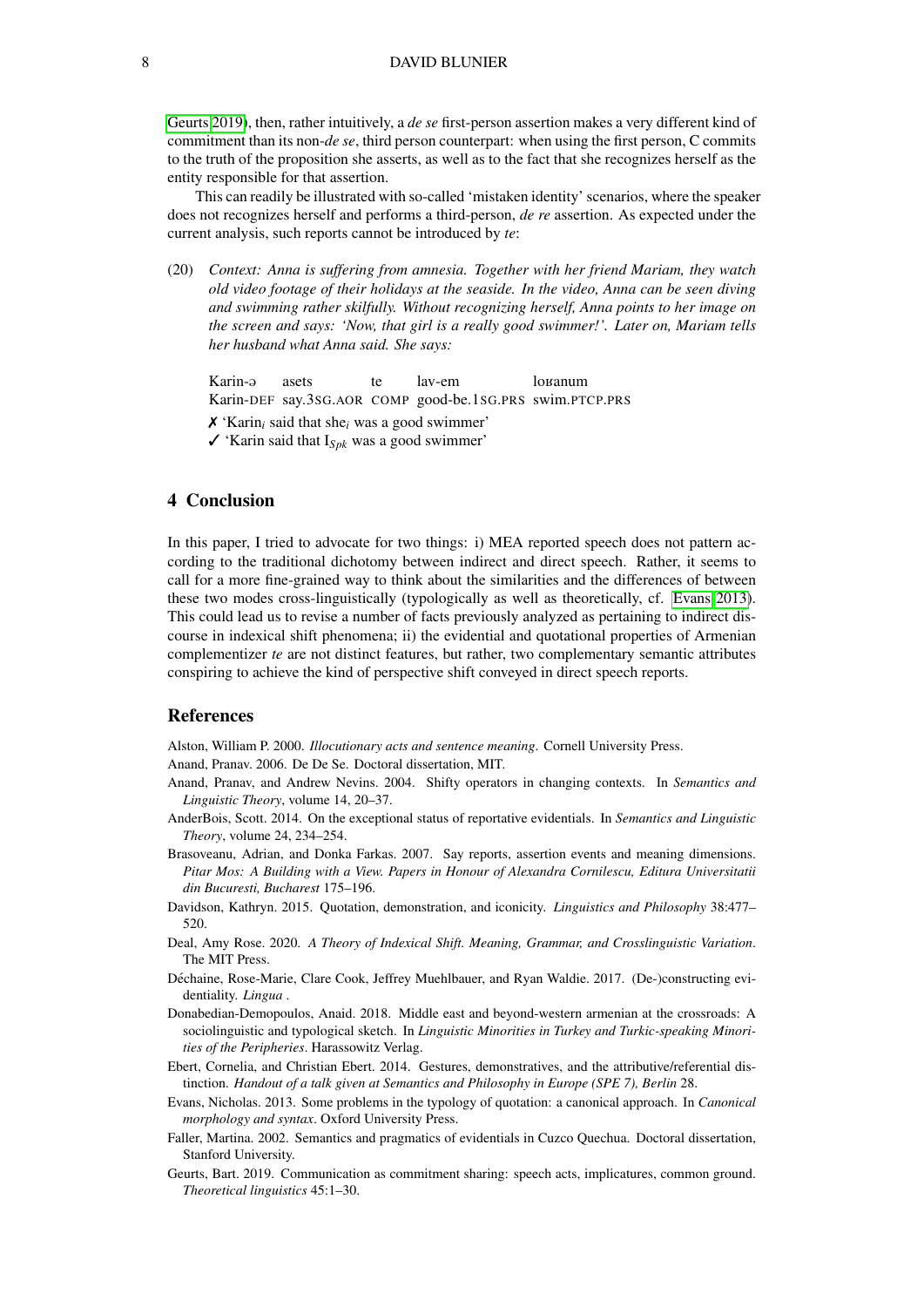Geurts 2019), then, rather intuitively, a *de se* first-person assertion makes a very different kind of commitment than its non-*de se*, third person counterpart: when using the first person, C commits to the truth of the proposition she asserts, as well as to the fact that she recognizes herself as the entity responsible for that assertion.

This can readily be illustrated with so-called 'mistaken identity' scenarios, where the speaker does not recognizes herself and performs a third-person, *de re* assertion. As expected under the current analysis, such reports cannot be introduced by *te*:

(20) *Context: Anna is suffering from amnesia. Together with her friend Mariam, they watch old video footage of their holidays at the seaside. In the video, Anna can be seen diving and swimming rather skilfully. Without recognizing herself, Anna points to her image on the screen and says: 'Now, that girl is a really good swimmer!'. Later on, Mariam tells her husband what Anna said. She says:*

Karin-ə asets te lav-em loʁanum
Karin-DEF say.3SG.AOR COMP good-be.1SG.PRS swim.PTCP.PRS

✗ 'Karin$_i$ said that she$_i$ was a good swimmer'
✓ 'Karin said that I$_{Spk}$ was a good swimmer'

## 4 Conclusion

In this paper, I tried to advocate for two things: i) MEA reported speech does not pattern according to the traditional dichotomy between indirect and direct speech. Rather, it seems to call for a more fine-grained way to think about the similarities and the differences of between these two modes cross-linguistically (typologically as well as theoretically, cf. Evans 2013). This could lead us to revise a number of facts previously analyzed as pertaining to indirect discourse in indexical shift phenomena; ii) the evidential and quotational properties of Armenian complementizer *te* are not distinct features, but rather, two complementary semantic attributes conspiring to achieve the kind of perspective shift conveyed in direct speech reports.

## References

Alston, William P. 2000. *Illocutionary acts and sentence meaning*. Cornell University Press.

Anand, Pranav. 2006. De De Se. Doctoral dissertation, MIT.

Anand, Pranav, and Andrew Nevins. 2004. Shifty operators in changing contexts. In *Semantics and Linguistic Theory*, volume 14, 20–37.

AnderBois, Scott. 2014. On the exceptional status of reportative evidentials. In *Semantics and Linguistic Theory*, volume 24, 234–254.

Brasoveanu, Adrian, and Donka Farkas. 2007. Say reports, assertion events and meaning dimensions. *Pitar Mos: A Building with a View. Papers in Honour of Alexandra Cornilescu, Editura Universitatii din Bucuresti, Bucharest* 175–196.

Davidson, Kathryn. 2015. Quotation, demonstration, and iconicity. *Linguistics and Philosophy* 38:477–520.

Deal, Amy Rose. 2020. *A Theory of Indexical Shift. Meaning, Grammar, and Crosslinguistic Variation*. The MIT Press.

Déchaine, Rose-Marie, Clare Cook, Jeffrey Muehlbauer, and Ryan Waldie. 2017. (De-)constructing evidentiality. *Lingua* .

Donabedian-Demopoulos, Anaid. 2018. Middle east and beyond-western armenian at the crossroads: A sociolinguistic and typological sketch. In *Linguistic Minorities in Turkey and Turkic-speaking Minorities of the Peripheries*. Harassowitz Verlag.

Ebert, Cornelia, and Christian Ebert. 2014. Gestures, demonstratives, and the attributive/referential distinction. *Handout of a talk given at Semantics and Philosophy in Europe (SPE 7), Berlin* 28.

Evans, Nicholas. 2013. Some problems in the typology of quotation: a canonical approach. In *Canonical morphology and syntax*. Oxford University Press.

Faller, Martina. 2002. Semantics and pragmatics of evidentials in Cuzco Quechua. Doctoral dissertation, Stanford University.

Geurts, Bart. 2019. Communication as commitment sharing: speech acts, implicatures, common ground. *Theoretical linguistics* 45:1–30.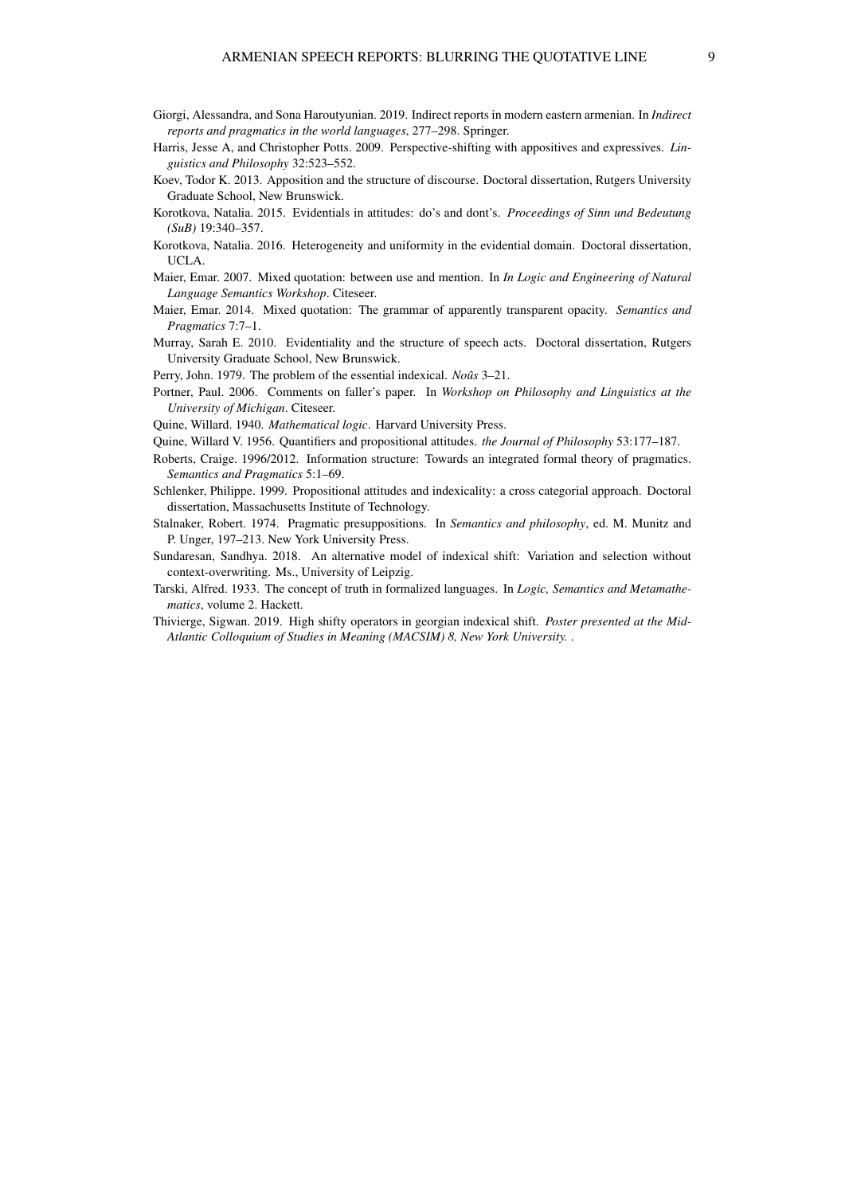Giorgi, Alessandra, and Sona Haroutyunian. 2019. Indirect reports in modern eastern armenian. In *Indirect reports and pragmatics in the world languages*, 277–298. Springer.

Harris, Jesse A, and Christopher Potts. 2009. Perspective-shifting with appositives and expressives. *Linguistics and Philosophy* 32:523–552.

Koev, Todor K. 2013. Apposition and the structure of discourse. Doctoral dissertation, Rutgers University Graduate School, New Brunswick.

Korotkova, Natalia. 2015. Evidentials in attitudes: do's and dont's. *Proceedings of Sinn und Bedeutung (SuB)* 19:340–357.

Korotkova, Natalia. 2016. Heterogeneity and uniformity in the evidential domain. Doctoral dissertation, UCLA.

Maier, Emar. 2007. Mixed quotation: between use and mention. In *In Logic and Engineering of Natural Language Semantics Workshop*. Citeseer.

Maier, Emar. 2014. Mixed quotation: The grammar of apparently transparent opacity. *Semantics and Pragmatics* 7:7–1.

Murray, Sarah E. 2010. Evidentiality and the structure of speech acts. Doctoral dissertation, Rutgers University Graduate School, New Brunswick.

Perry, John. 1979. The problem of the essential indexical. *Noûs* 3–21.

Portner, Paul. 2006. Comments on faller's paper. In *Workshop on Philosophy and Linguistics at the University of Michigan*. Citeseer.

Quine, Willard. 1940. *Mathematical logic*. Harvard University Press.

Quine, Willard V. 1956. Quantifiers and propositional attitudes. *the Journal of Philosophy* 53:177–187.

Roberts, Craige. 1996/2012. Information structure: Towards an integrated formal theory of pragmatics. *Semantics and Pragmatics* 5:1–69.

Schlenker, Philippe. 1999. Propositional attitudes and indexicality: a cross categorial approach. Doctoral dissertation, Massachusetts Institute of Technology.

Stalnaker, Robert. 1974. Pragmatic presuppositions. In *Semantics and philosophy*, ed. M. Munitz and P. Unger, 197–213. New York University Press.

Sundaresan, Sandhya. 2018. An alternative model of indexical shift: Variation and selection without context-overwriting. Ms., University of Leipzig.

Tarski, Alfred. 1933. The concept of truth in formalized languages. In *Logic, Semantics and Metamathematics*, volume 2. Hackett.

Thivierge, Sigwan. 2019. High shifty operators in georgian indexical shift. *Poster presented at the Mid-Atlantic Colloquium of Studies in Meaning (MACSIM) 8, New York University.* .